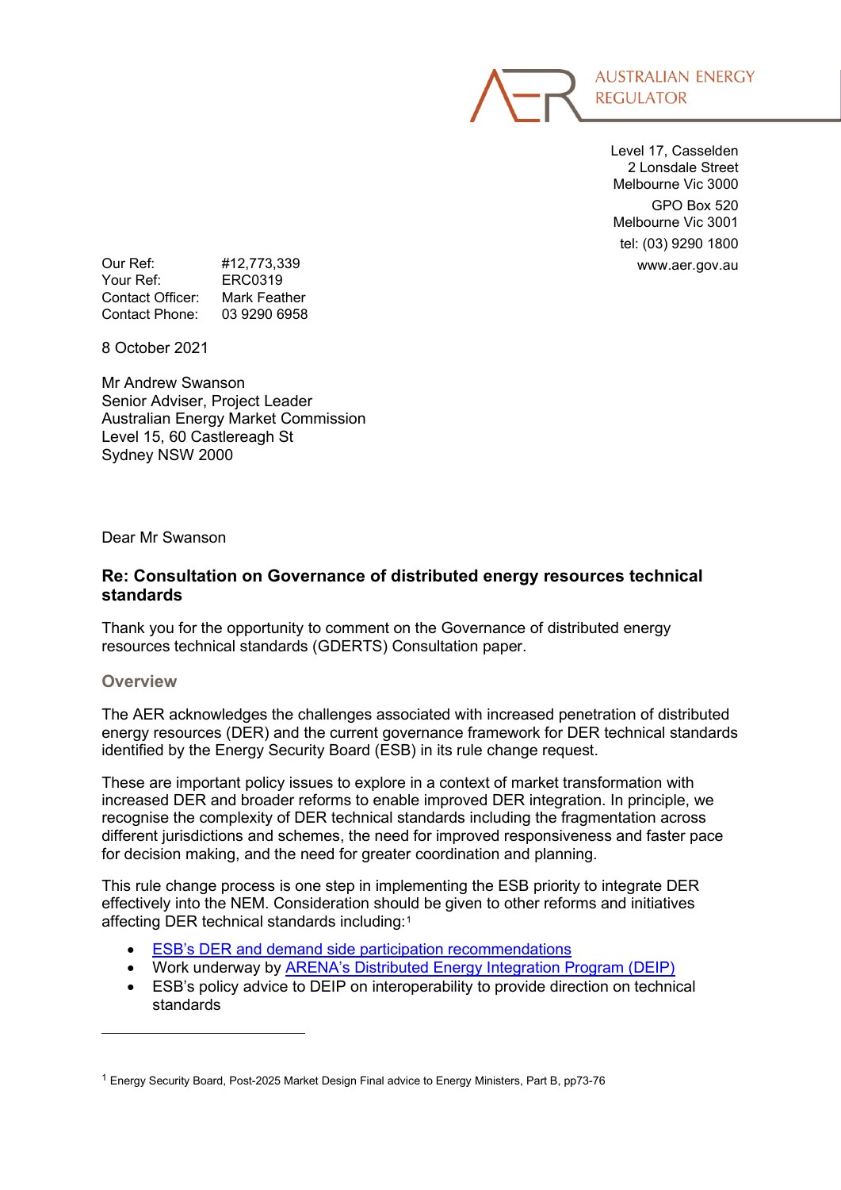AUSTRALIAN ENERGY REGULATOR

Level 17, Casselden
2 Lonsdale Street
Melbourne Vic 3000

GPO Box 520
Melbourne Vic 3001

tel: (03) 9290 1800
www.aer.gov.au

Our Ref: #12,773,339
Your Ref: ERC0319
Contact Officer: Mark Feather
Contact Phone: 03 9290 6958

8 October 2021

Mr Andrew Swanson
Senior Adviser, Project Leader
Australian Energy Market Commission
Level 15, 60 Castlereagh St
Sydney NSW 2000

Dear Mr Swanson

**Re: Consultation on Governance of distributed energy resources technical standards**

Thank you for the opportunity to comment on the Governance of distributed energy resources technical standards (GDERTS) Consultation paper.

## Overview

The AER acknowledges the challenges associated with increased penetration of distributed energy resources (DER) and the current governance framework for DER technical standards identified by the Energy Security Board (ESB) in its rule change request.

These are important policy issues to explore in a context of market transformation with increased DER and broader reforms to enable improved DER integration. In principle, we recognise the complexity of DER technical standards including the fragmentation across different jurisdictions and schemes, the need for improved responsiveness and faster pace for decision making, and the need for greater coordination and planning.

This rule change process is one step in implementing the ESB priority to integrate DER effectively into the NEM. Consideration should be given to other reforms and initiatives affecting DER technical standards including:[1]

- ESB's DER and demand side participation recommendations
- Work underway by ARENA's Distributed Energy Integration Program (DEIP)
- ESB's policy advice to DEIP on interoperability to provide direction on technical standards

[1] Energy Security Board, Post-2025 Market Design Final advice to Energy Ministers, Part B, pp73-76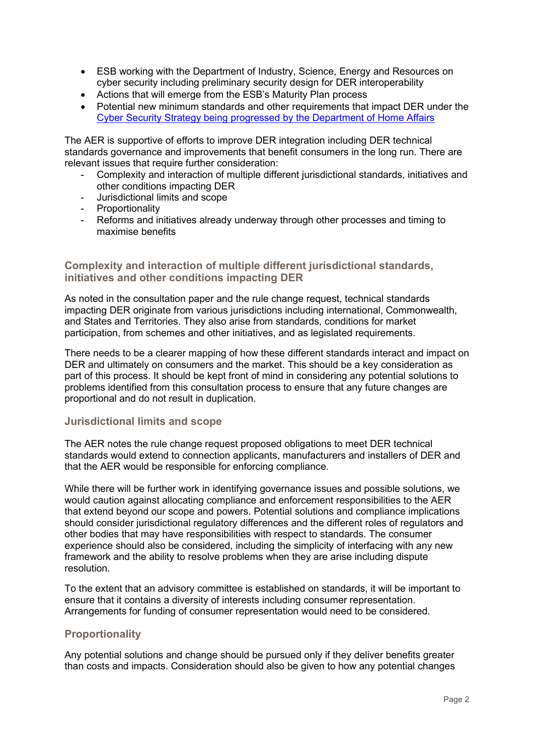- ESB working with the Department of Industry, Science, Energy and Resources on cyber security including preliminary security design for DER interoperability
- Actions that will emerge from the ESB's Maturity Plan process
- Potential new minimum standards and other requirements that impact DER under the [Cyber Security Strategy being progressed by the Department of Home Affairs]

The AER is supportive of efforts to improve DER integration including DER technical standards governance and improvements that benefit consumers in the long run. There are relevant issues that require further consideration:

- Complexity and interaction of multiple different jurisdictional standards, initiatives and other conditions impacting DER
- Jurisdictional limits and scope
- Proportionality
- Reforms and initiatives already underway through other processes and timing to maximise benefits

### Complexity and interaction of multiple different jurisdictional standards, initiatives and other conditions impacting DER

As noted in the consultation paper and the rule change request, technical standards impacting DER originate from various jurisdictions including international, Commonwealth, and States and Territories. They also arise from standards, conditions for market participation, from schemes and other initiatives, and as legislated requirements.

There needs to be a clearer mapping of how these different standards interact and impact on DER and ultimately on consumers and the market. This should be a key consideration as part of this process. It should be kept front of mind in considering any potential solutions to problems identified from this consultation process to ensure that any future changes are proportional and do not result in duplication.

### Jurisdictional limits and scope

The AER notes the rule change request proposed obligations to meet DER technical standards would extend to connection applicants, manufacturers and installers of DER and that the AER would be responsible for enforcing compliance.

While there will be further work in identifying governance issues and possible solutions, we would caution against allocating compliance and enforcement responsibilities to the AER that extend beyond our scope and powers. Potential solutions and compliance implications should consider jurisdictional regulatory differences and the different roles of regulators and other bodies that may have responsibilities with respect to standards. The consumer experience should also be considered, including the simplicity of interfacing with any new framework and the ability to resolve problems when they are arise including dispute resolution.

To the extent that an advisory committee is established on standards, it will be important to ensure that it contains a diversity of interests including consumer representation. Arrangements for funding of consumer representation would need to be considered.

### Proportionality

Any potential solutions and change should be pursued only if they deliver benefits greater than costs and impacts. Consideration should also be given to how any potential changes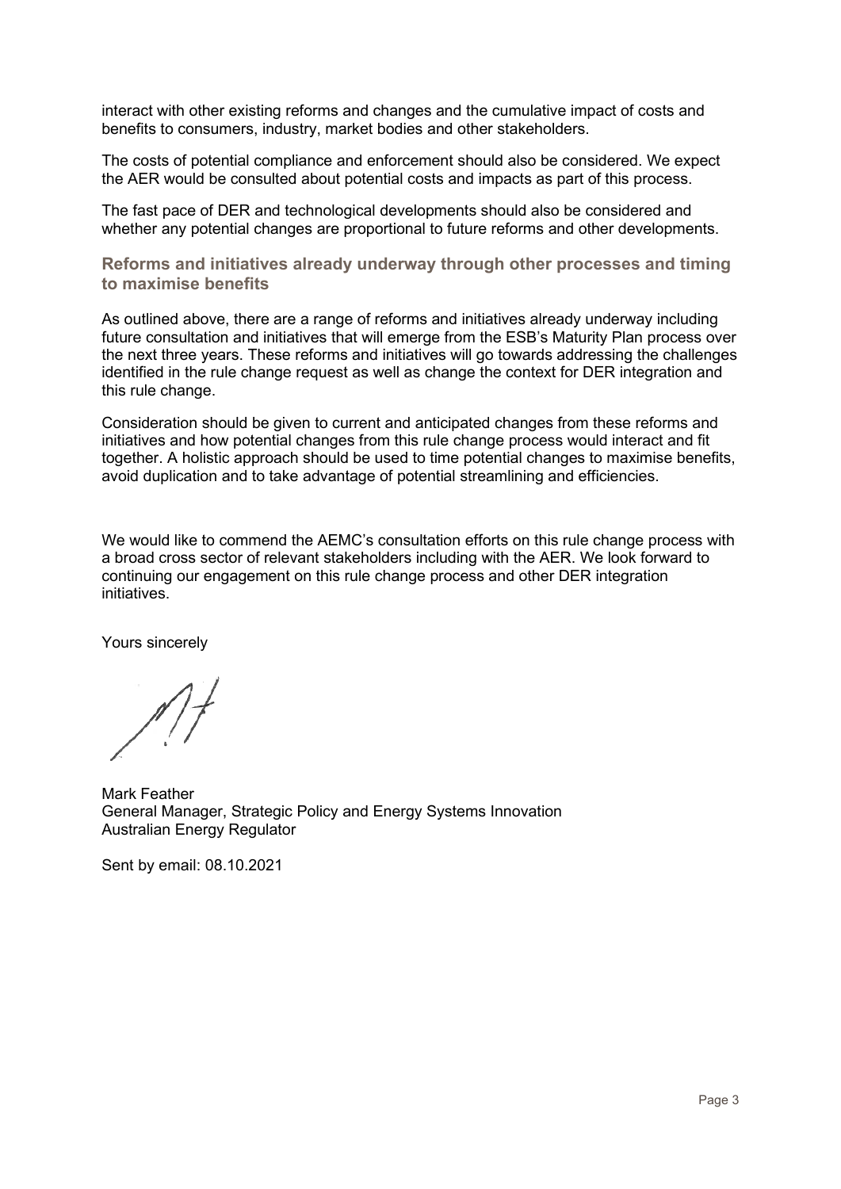interact with other existing reforms and changes and the cumulative impact of costs and benefits to consumers, industry, market bodies and other stakeholders.

The costs of potential compliance and enforcement should also be considered. We expect the AER would be consulted about potential costs and impacts as part of this process.

The fast pace of DER and technological developments should also be considered and whether any potential changes are proportional to future reforms and other developments.

### Reforms and initiatives already underway through other processes and timing to maximise benefits

As outlined above, there are a range of reforms and initiatives already underway including future consultation and initiatives that will emerge from the ESB's Maturity Plan process over the next three years. These reforms and initiatives will go towards addressing the challenges identified in the rule change request as well as change the context for DER integration and this rule change.

Consideration should be given to current and anticipated changes from these reforms and initiatives and how potential changes from this rule change process would interact and fit together. A holistic approach should be used to time potential changes to maximise benefits, avoid duplication and to take advantage of potential streamlining and efficiencies.

We would like to commend the AEMC's consultation efforts on this rule change process with a broad cross sector of relevant stakeholders including with the AER. We look forward to continuing our engagement on this rule change process and other DER integration initiatives.

Yours sincerely

Mark Feather
General Manager, Strategic Policy and Energy Systems Innovation
Australian Energy Regulator

Sent by email: 08.10.2021